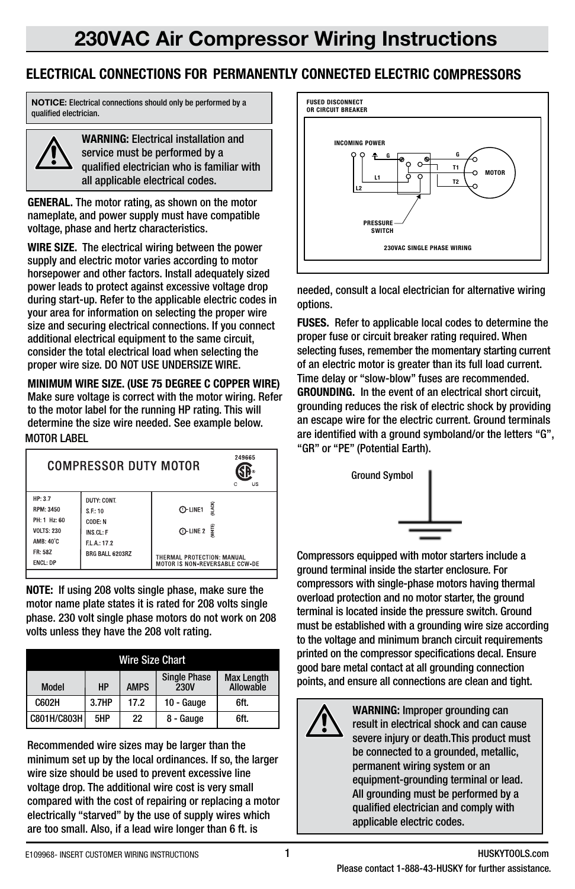# 230VAC Air Compressor Wiring Instructions

## ELECTRICAL CONNECTIONS FOR PERMANENTLY CONNECTED ELECTRIC COMPRESSORS

**NOTICE:** Electrical connections should only be performed by a qualified electrician.

**WARNING:** Electrical installation and service must be performed by a qualified electrician who is familiar with all applicable electrical codes.

**GENERAL.** The motor rating, as shown on the motor nameplate, and power supply must have compatible voltage, phase and hertz characteristics.

**WIRE SIZE.** The electrical wiring between the power supply and electric motor varies according to motor horsepower and other factors. Install adequately sized power leads to protect against excessive voltage drop during start-up. Refer to the applicable electric codes in your area for information on selecting the proper wire size and securing electrical connections. If you connect additional electrical equipment to the same circuit, consider the total electrical load when selecting the proper wire size. DO NOT USE UNDERSIZE WIRE.

**MINIMUM WIRE SIZE. (USE 75 DEGREE C COPPER WIRE)** Make sure voltage is correct with the motor wiring. Refer to the motor label for the running HP rating. This will determine the size wire needed. See example below.

MOTOR LABEL

COMPRESSOR DUTY MOTOR — 249665

| | | |
|---|---|---|
| HP: 3.7 | DUTY: CONT. | 1 - LINE1 (BLACK) |
| RPM: 3450 | S.F.: 10 | |
| PH: 1 Hz: 60 | CODE: N | 2 - LINE 2 (WHITE) |
| VOLTS: 230 | INS.CL: F | |
| AMB: 40°C | F.L.A.: 17.2 | |
| FR: 58Z | BRG BALL 6203RZ | THERMAL PROTECTION: MANUAL |
| ENCL: DP | | MOTOR IS NON-REVERSABLE CCW-DE |

**NOTE:** If using 208 volts single phase, make sure the motor name plate states it is rated for 208 volts single phase. 230 volt single phase motors do not work on 208 volts unless they have the 208 volt rating.

**Wire Size Chart**

| Model | HP | AMPS | Single Phase 230V | Max Length Allowable |
|---|---|---|---|---|
| C602H | 3.7HP | 17.2 | 10 - Gauge | 6ft. |
| C801H/C803H | 5HP | 22 | 8 - Gauge | 6ft. |

Recommended wire sizes may be larger than the minimum set up by the local ordinances. If so, the larger wire size should be used to prevent excessive line voltage drop. The additional wire cost is very small compared with the cost of repairing or replacing a motor electrically "starved" by the use of supply wires which are too small. Also, if a lead wire longer than 6 ft. is needed, consult a local electrician for alternative wiring options.

FUSED DISCONNECT OR CIRCUIT BREAKER — INCOMING POWER (G, L1, L2) — PRESSURE SWITCH — MOTOR (G, T1, T2)

230VAC SINGLE PHASE WIRING

**FUSES.** Refer to applicable local codes to determine the proper fuse or circuit breaker rating required. When selecting fuses, remember the momentary starting current of an electric motor is greater than its full load current. Time delay or "slow-blow" fuses are recommended.

**GROUNDING.** In the event of an electrical short circuit, grounding reduces the risk of electric shock by providing an escape wire for the electric current. Ground terminals are identified with a ground symboland/or the letters "G", "GR" or "PE" (Potential Earth).

Ground Symbol

Compressors equipped with motor starters include a ground terminal inside the starter enclosure. For compressors with single-phase motors having thermal overload protection and no motor starter, the ground terminal is located inside the pressure switch. Ground must be established with a grounding wire size according to the voltage and minimum branch circuit requirements printed on the compressor specifications decal. Ensure good bare metal contact at all grounding connection points, and ensure all connections are clean and tight.

**WARNING:** Improper grounding can result in electrical shock and can cause severe injury or death.This product must be connected to a grounded, metallic, permanent wiring system or an equipment-grounding terminal or lead. All grounding must be performed by a qualified electrician and comply with applicable electric codes.

E109968- INSERT CUSTOMER WIRING INSTRUCTIONS

HUSKYTOOLS.com

Please contact 1-888-43-HUSKY for further assistance.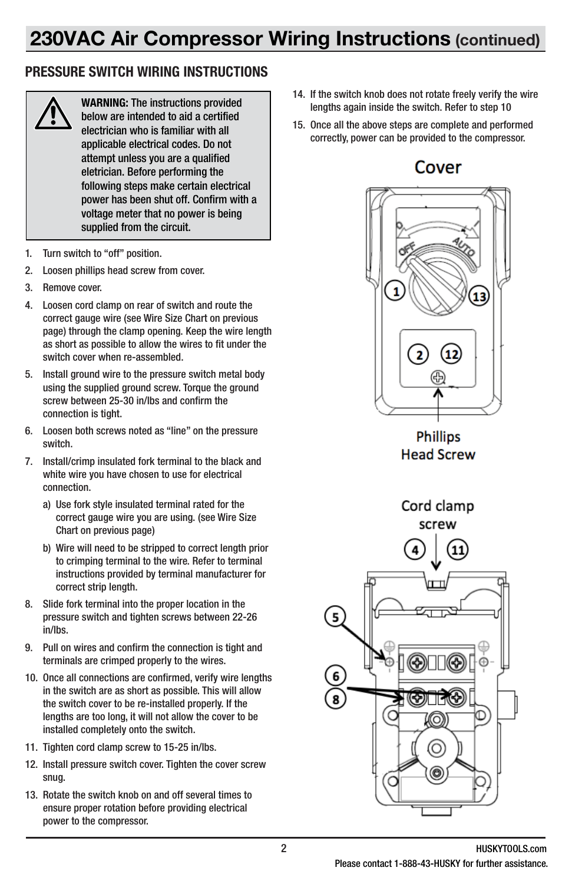# 230VAC Air Compressor Wiring Instructions (continued)

## PRESSURE SWITCH WIRING INSTRUCTIONS

**WARNING:** The instructions provided below are intended to aid a certified electrician who is familiar with all applicable electrical codes. Do not attempt unless you are a qualified eletrician. Before performing the following steps make certain electrical power has been shut off. Confirm with a voltage meter that no power is being supplied from the circuit.

1. Turn switch to "off" position.
2. Loosen phillips head screw from cover.
3. Remove cover.
4. Loosen cord clamp on rear of switch and route the correct gauge wire (see Wire Size Chart on previous page) through the clamp opening. Keep the wire length as short as possible to allow the wires to fit under the switch cover when re-assembled.
5. Install ground wire to the pressure switch metal body using the supplied ground screw. Torque the ground screw between 25-30 in/lbs and confirm the connection is tight.
6. Loosen both screws noted as "line" on the pressure switch.
7. Install/crimp insulated fork terminal to the black and white wire you have chosen to use for electrical connection.
   a) Use fork style insulated terminal rated for the correct gauge wire you are using. (see Wire Size Chart on previous page)
   b) Wire will need to be stripped to correct length prior to crimping terminal to the wire. Refer to terminal instructions provided by terminal manufacturer for correct strip length.
8. Slide fork terminal into the proper location in the pressure switch and tighten screws between 22-26 in/lbs.
9. Pull on wires and confirm the connection is tight and terminals are crimped properly to the wires.
10. Once all connections are confirmed, verify wire lengths in the switch are as short as possible. This will allow the switch cover to be re-installed properly. If the lengths are too long, it will not allow the cover to be installed completely onto the switch.
11. Tighten cord clamp screw to 15-25 in/lbs.
12. Install pressure switch cover. Tighten the cover screw snug.
13. Rotate the switch knob on and off several times to ensure proper rotation before providing electrical power to the compressor.
14. If the switch knob does not rotate freely verify the wire lengths again inside the switch. Refer to step 10
15. Once all the above steps are complete and performed correctly, power can be provided to the compressor.

Cover

OFF AUTO

1 13

2 12

Phillips Head Screw

Cord clamp screw

4 11

5

6

8

HUSKYTOOLS.com

Please contact 1-888-43-HUSKY for further assistance.